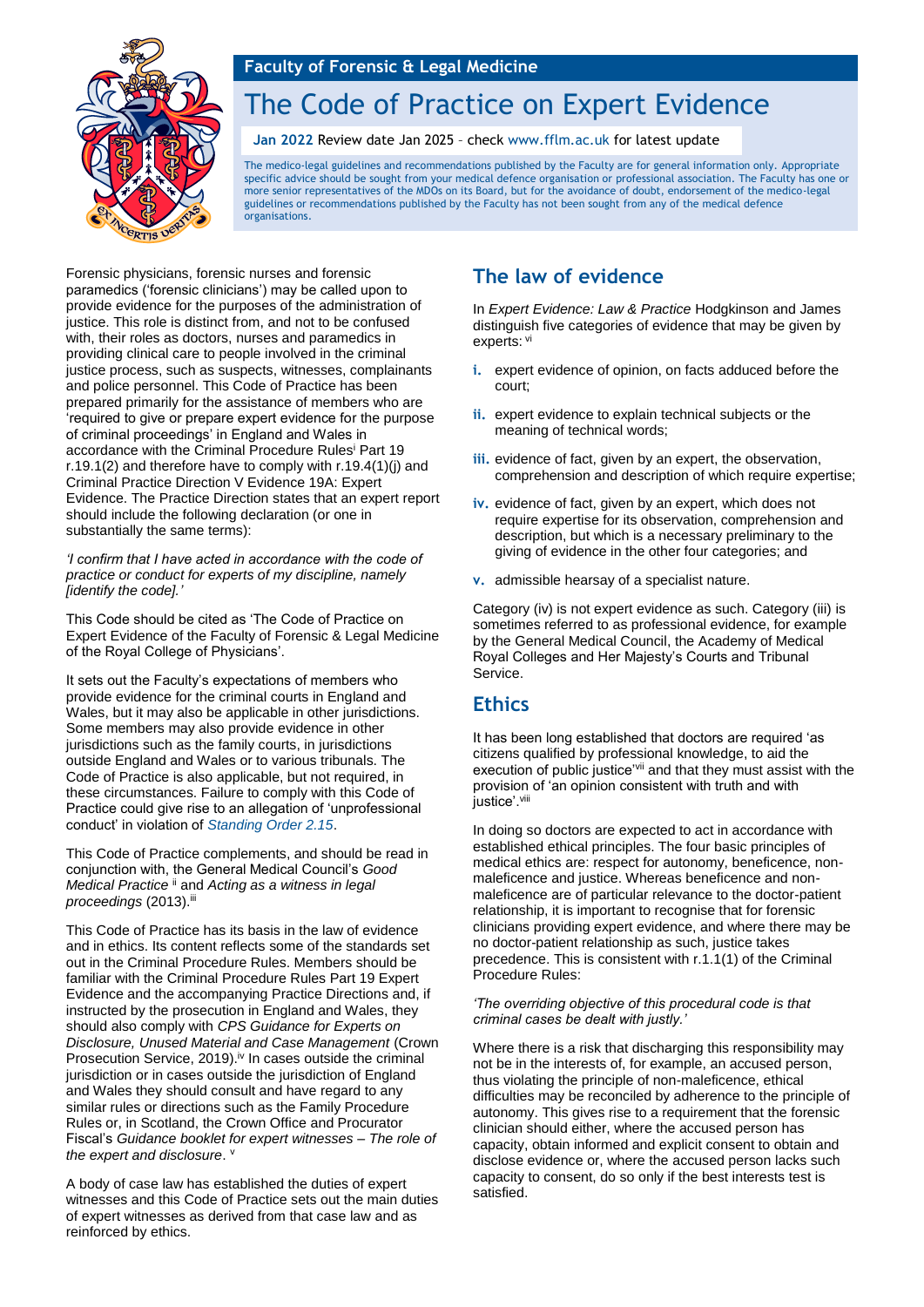**Faculty of Forensic & Legal Medicine**

# The Code of Practice on Expert Evidence

**Jan 2022** Review date Jan 2025 – check www.fflm.ac.uk for latest update

The medico-legal guidelines and recommendations published by the Faculty are for general information only. Appropriate specific advice should be sought from your medical defence organisation or professional association. The Faculty has one or more senior representatives of the MDOs on its Board, but for the avoidance of doubt, endorsement of the medico-legal guidelines or recommendations published by the Faculty has not been sought from any of the medical defence organisations.

Forensic physicians, forensic nurses and forensic paramedics ('forensic clinicians') may be called upon to provide evidence for the purposes of the administration of justice. This role is distinct from, and not to be confused with, their roles as doctors, nurses and paramedics in providing clinical care to people involved in the criminal justice process, such as suspects, witnesses, complainants and police personnel. This Code of Practice has been prepared primarily for the assistance of members who are 'required to give or prepare expert evidence for the purpose of criminal proceedings' in England and Wales in accordance with the Criminal Procedure Rules[i] Part 19 r.19.1(2) and therefore have to comply with r.19.4(1)(j) and Criminal Practice Direction V Evidence 19A: Expert Evidence. The Practice Direction states that an expert report should include the following declaration (or one in substantially the same terms):

*'I confirm that I have acted in accordance with the code of practice or conduct for experts of my discipline, namely [identify the code].'*

This Code should be cited as 'The Code of Practice on Expert Evidence of the Faculty of Forensic & Legal Medicine of the Royal College of Physicians'.

It sets out the Faculty's expectations of members who provide evidence for the criminal courts in England and Wales, but it may also be applicable in other jurisdictions. Some members may also provide evidence in other jurisdictions such as the family courts, in jurisdictions outside England and Wales or to various tribunals. The Code of Practice is also applicable, but not required, in these circumstances. Failure to comply with this Code of Practice could give rise to an allegation of 'unprofessional conduct' in violation of *Standing Order 2.15*.

This Code of Practice complements, and should be read in conjunction with, the General Medical Council's *Good Medical Practice*[ii] and *Acting as a witness in legal proceedings* (2013).[iii]

This Code of Practice has its basis in the law of evidence and in ethics. Its content reflects some of the standards set out in the Criminal Procedure Rules. Members should be familiar with the Criminal Procedure Rules Part 19 Expert Evidence and the accompanying Practice Directions and, if instructed by the prosecution in England and Wales, they should also comply with *CPS Guidance for Experts on Disclosure, Unused Material and Case Management* (Crown Prosecution Service, 2019).[iv] In cases outside the criminal jurisdiction or in cases outside the jurisdiction of England and Wales they should consult and have regard to any similar rules or directions such as the Family Procedure Rules or, in Scotland, the Crown Office and Procurator Fiscal's *Guidance booklet for expert witnesses – The role of the expert and disclosure*.[v]

A body of case law has established the duties of expert witnesses and this Code of Practice sets out the main duties of expert witnesses as derived from that case law and as reinforced by ethics.

## The law of evidence

In *Expert Evidence: Law & Practice* Hodgkinson and James distinguish five categories of evidence that may be given by experts:[vi]

- **i.** expert evidence of opinion, on facts adduced before the court;
- **ii.** expert evidence to explain technical subjects or the meaning of technical words;
- **iii.** evidence of fact, given by an expert, the observation, comprehension and description of which require expertise;
- **iv.** evidence of fact, given by an expert, which does not require expertise for its observation, comprehension and description, but which is a necessary preliminary to the giving of evidence in the other four categories; and
- **v.** admissible hearsay of a specialist nature.

Category (iv) is not expert evidence as such. Category (iii) is sometimes referred to as professional evidence, for example by the General Medical Council, the Academy of Medical Royal Colleges and Her Majesty's Courts and Tribunal Service.

## Ethics

It has been long established that doctors are required 'as citizens qualified by professional knowledge, to aid the execution of public justice'[vii] and that they must assist with the provision of 'an opinion consistent with truth and with justice'.[viii]

In doing so doctors are expected to act in accordance with established ethical principles. The four basic principles of medical ethics are: respect for autonomy, beneficence, non-maleficence and justice. Whereas beneficence and non-maleficence are of particular relevance to the doctor-patient relationship, it is important to recognise that for forensic clinicians providing expert evidence, and where there may be no doctor-patient relationship as such, justice takes precedence. This is consistent with r.1.1(1) of the Criminal Procedure Rules:

*'The overriding objective of this procedural code is that criminal cases be dealt with justly.'*

Where there is a risk that discharging this responsibility may not be in the interests of, for example, an accused person, thus violating the principle of non-maleficence, ethical difficulties may be reconciled by adherence to the principle of autonomy. This gives rise to a requirement that the forensic clinician should either, where the accused person has capacity, obtain informed and explicit consent to obtain and disclose evidence or, where the accused person lacks such capacity to consent, do so only if the best interests test is satisfied.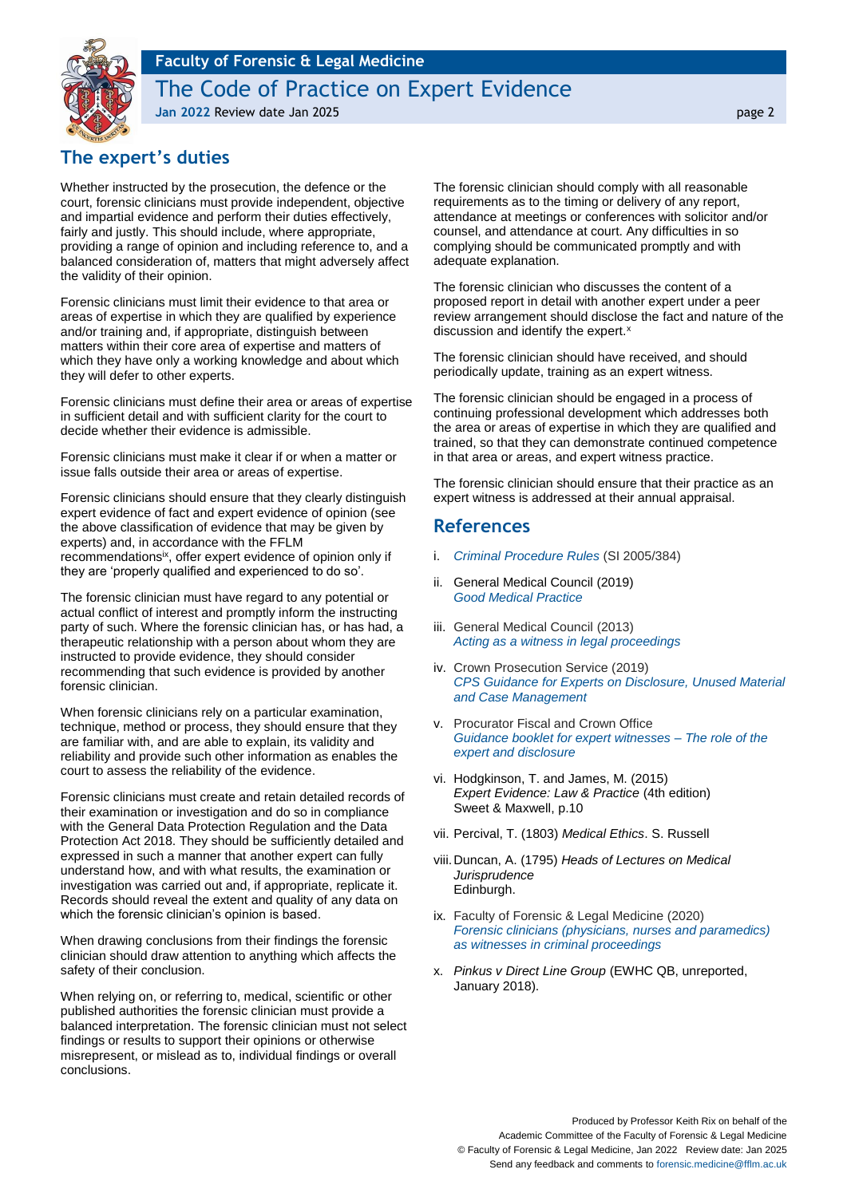## The expert's duties

Whether instructed by the prosecution, the defence or the court, forensic clinicians must provide independent, objective and impartial evidence and perform their duties effectively, fairly and justly. This should include, where appropriate, providing a range of opinion and including reference to, and a balanced consideration of, matters that might adversely affect the validity of their opinion.

Forensic clinicians must limit their evidence to that area or areas of expertise in which they are qualified by experience and/or training and, if appropriate, distinguish between matters within their core area of expertise and matters of which they have only a working knowledge and about which they will defer to other experts.

Forensic clinicians must define their area or areas of expertise in sufficient detail and with sufficient clarity for the court to decide whether their evidence is admissible.

Forensic clinicians must make it clear if or when a matter or issue falls outside their area or areas of expertise.

Forensic clinicians should ensure that they clearly distinguish expert evidence of fact and expert evidence of opinion (see the above classification of evidence that may be given by experts) and, in accordance with the FFLM recommendations[ix], offer expert evidence of opinion only if they are 'properly qualified and experienced to do so'.

The forensic clinician must have regard to any potential or actual conflict of interest and promptly inform the instructing party of such. Where the forensic clinician has, or has had, a therapeutic relationship with a person about whom they are instructed to provide evidence, they should consider recommending that such evidence is provided by another forensic clinician.

When forensic clinicians rely on a particular examination, technique, method or process, they should ensure that they are familiar with, and are able to explain, its validity and reliability and provide such other information as enables the court to assess the reliability of the evidence.

Forensic clinicians must create and retain detailed records of their examination or investigation and do so in compliance with the General Data Protection Regulation and the Data Protection Act 2018. They should be sufficiently detailed and expressed in such a manner that another expert can fully understand how, and with what results, the examination or investigation was carried out and, if appropriate, replicate it. Records should reveal the extent and quality of any data on which the forensic clinician's opinion is based.

When drawing conclusions from their findings the forensic clinician should draw attention to anything which affects the safety of their conclusion.

When relying on, or referring to, medical, scientific or other published authorities the forensic clinician must provide a balanced interpretation. The forensic clinician must not select findings or results to support their opinions or otherwise misrepresent, or mislead as to, individual findings or overall conclusions.

The forensic clinician should comply with all reasonable requirements as to the timing or delivery of any report, attendance at meetings or conferences with solicitor and/or counsel, and attendance at court. Any difficulties in so complying should be communicated promptly and with adequate explanation.

The forensic clinician who discusses the content of a proposed report in detail with another expert under a peer review arrangement should disclose the fact and nature of the discussion and identify the expert.[x]

The forensic clinician should have received, and should periodically update, training as an expert witness.

The forensic clinician should be engaged in a process of continuing professional development which addresses both the area or areas of expertise in which they are qualified and trained, so that they can demonstrate continued competence in that area or areas, and expert witness practice.

The forensic clinician should ensure that their practice as an expert witness is addressed at their annual appraisal.

## References

i. *Criminal Procedure Rules* (SI 2005/384)

ii. General Medical Council (2019) *Good Medical Practice*

iii. General Medical Council (2013) *Acting as a witness in legal proceedings*

iv. Crown Prosecution Service (2019) *CPS Guidance for Experts on Disclosure, Unused Material and Case Management*

v. Procurator Fiscal and Crown Office *Guidance booklet for expert witnesses – The role of the expert and disclosure*

vi. Hodgkinson, T. and James, M. (2015) *Expert Evidence: Law & Practice* (4th edition) Sweet & Maxwell, p.10

vii. Percival, T. (1803) *Medical Ethics*. S. Russell

viii. Duncan, A. (1795) *Heads of Lectures on Medical Jurisprudence* Edinburgh.

ix. Faculty of Forensic & Legal Medicine (2020) *Forensic clinicians (physicians, nurses and paramedics) as witnesses in criminal proceedings*

x. *Pinkus v Direct Line Group* (EWHC QB, unreported, January 2018).

Produced by Professor Keith Rix on behalf of the Academic Committee of the Faculty of Forensic & Legal Medicine
© Faculty of Forensic & Legal Medicine, Jan 2022 Review date: Jan 2025
Send any feedback and comments to forensic.medicine@fflm.ac.uk